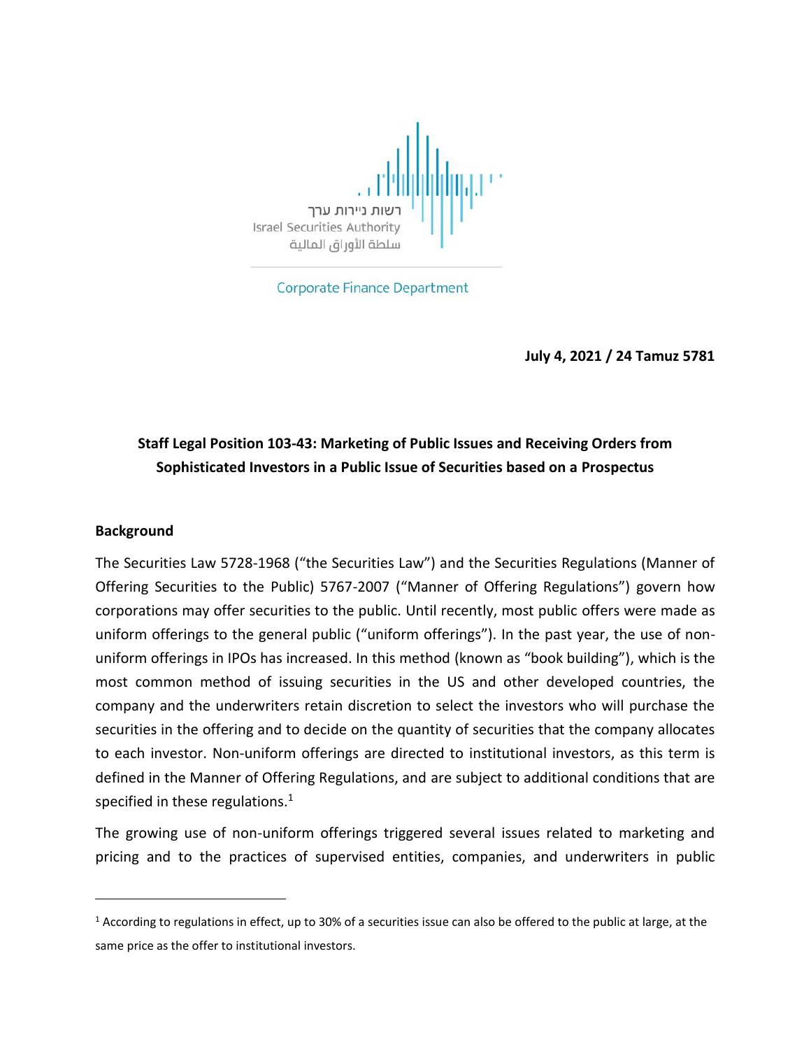רשות ניירות ערך
Israel Securities Authority
سلطة الأوراق المالية

Corporate Finance Department

**July 4, 2021 / 24 Tamuz 5781**

## Staff Legal Position 103-43: Marketing of Public Issues and Receiving Orders from Sophisticated Investors in a Public Issue of Securities based on a Prospectus

### Background

The Securities Law 5728-1968 ("the Securities Law") and the Securities Regulations (Manner of Offering Securities to the Public) 5767-2007 ("Manner of Offering Regulations") govern how corporations may offer securities to the public. Until recently, most public offers were made as uniform offerings to the general public ("uniform offerings"). In the past year, the use of non-uniform offerings in IPOs has increased. In this method (known as "book building"), which is the most common method of issuing securities in the US and other developed countries, the company and the underwriters retain discretion to select the investors who will purchase the securities in the offering and to decide on the quantity of securities that the company allocates to each investor. Non-uniform offerings are directed to institutional investors, as this term is defined in the Manner of Offering Regulations, and are subject to additional conditions that are specified in these regulations.[1]

The growing use of non-uniform offerings triggered several issues related to marketing and pricing and to the practices of supervised entities, companies, and underwriters in public

[1] According to regulations in effect, up to 30% of a securities issue can also be offered to the public at large, at the same price as the offer to institutional investors.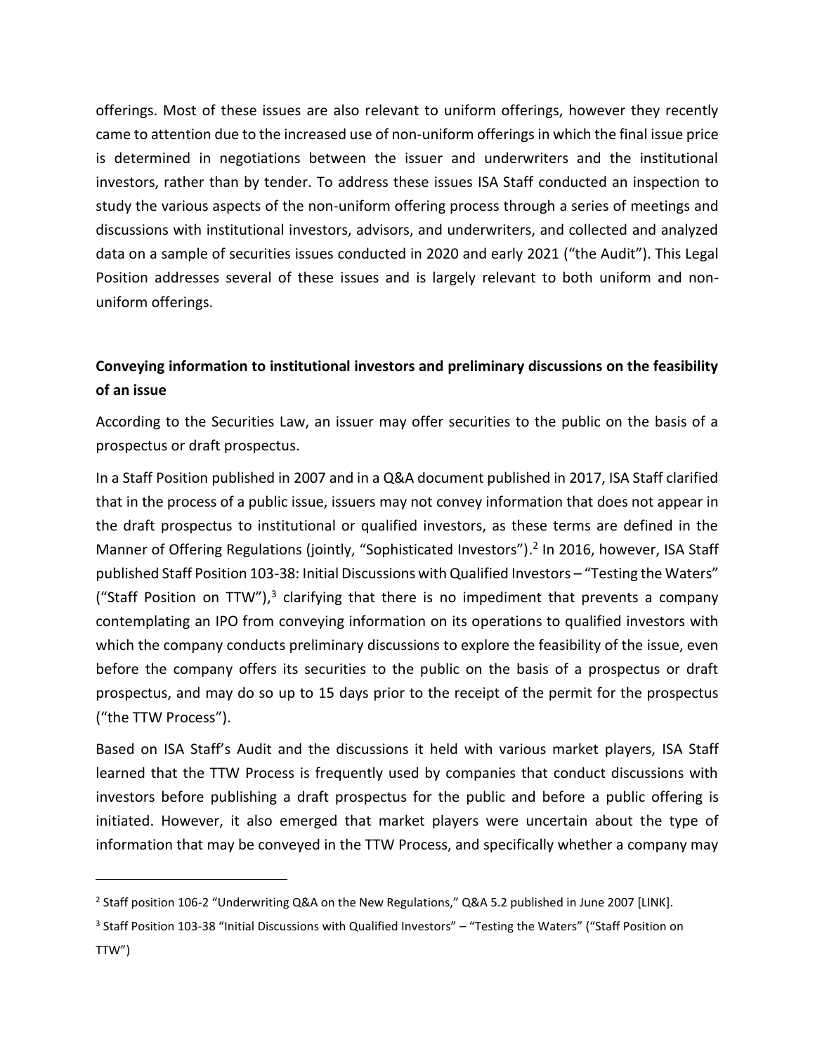offerings. Most of these issues are also relevant to uniform offerings, however they recently came to attention due to the increased use of non-uniform offerings in which the final issue price is determined in negotiations between the issuer and underwriters and the institutional investors, rather than by tender. To address these issues ISA Staff conducted an inspection to study the various aspects of the non-uniform offering process through a series of meetings and discussions with institutional investors, advisors, and underwriters, and collected and analyzed data on a sample of securities issues conducted in 2020 and early 2021 ("the Audit"). This Legal Position addresses several of these issues and is largely relevant to both uniform and non-uniform offerings.

**Conveying information to institutional investors and preliminary discussions on the feasibility of an issue**

According to the Securities Law, an issuer may offer securities to the public on the basis of a prospectus or draft prospectus.

In a Staff Position published in 2007 and in a Q&A document published in 2017, ISA Staff clarified that in the process of a public issue, issuers may not convey information that does not appear in the draft prospectus to institutional or qualified investors, as these terms are defined in the Manner of Offering Regulations (jointly, "Sophisticated Investors").[2] In 2016, however, ISA Staff published Staff Position 103-38: Initial Discussions with Qualified Investors – "Testing the Waters" ("Staff Position on TTW"),[3] clarifying that there is no impediment that prevents a company contemplating an IPO from conveying information on its operations to qualified investors with which the company conducts preliminary discussions to explore the feasibility of the issue, even before the company offers its securities to the public on the basis of a prospectus or draft prospectus, and may do so up to 15 days prior to the receipt of the permit for the prospectus ("the TTW Process").

Based on ISA Staff's Audit and the discussions it held with various market players, ISA Staff learned that the TTW Process is frequently used by companies that conduct discussions with investors before publishing a draft prospectus for the public and before a public offering is initiated. However, it also emerged that market players were uncertain about the type of information that may be conveyed in the TTW Process, and specifically whether a company may

---

[2] Staff position 106-2 "Underwriting Q&A on the New Regulations," Q&A 5.2 published in June 2007 [LINK].

[3] Staff Position 103-38 "Initial Discussions with Qualified Investors" – "Testing the Waters" ("Staff Position on TTW")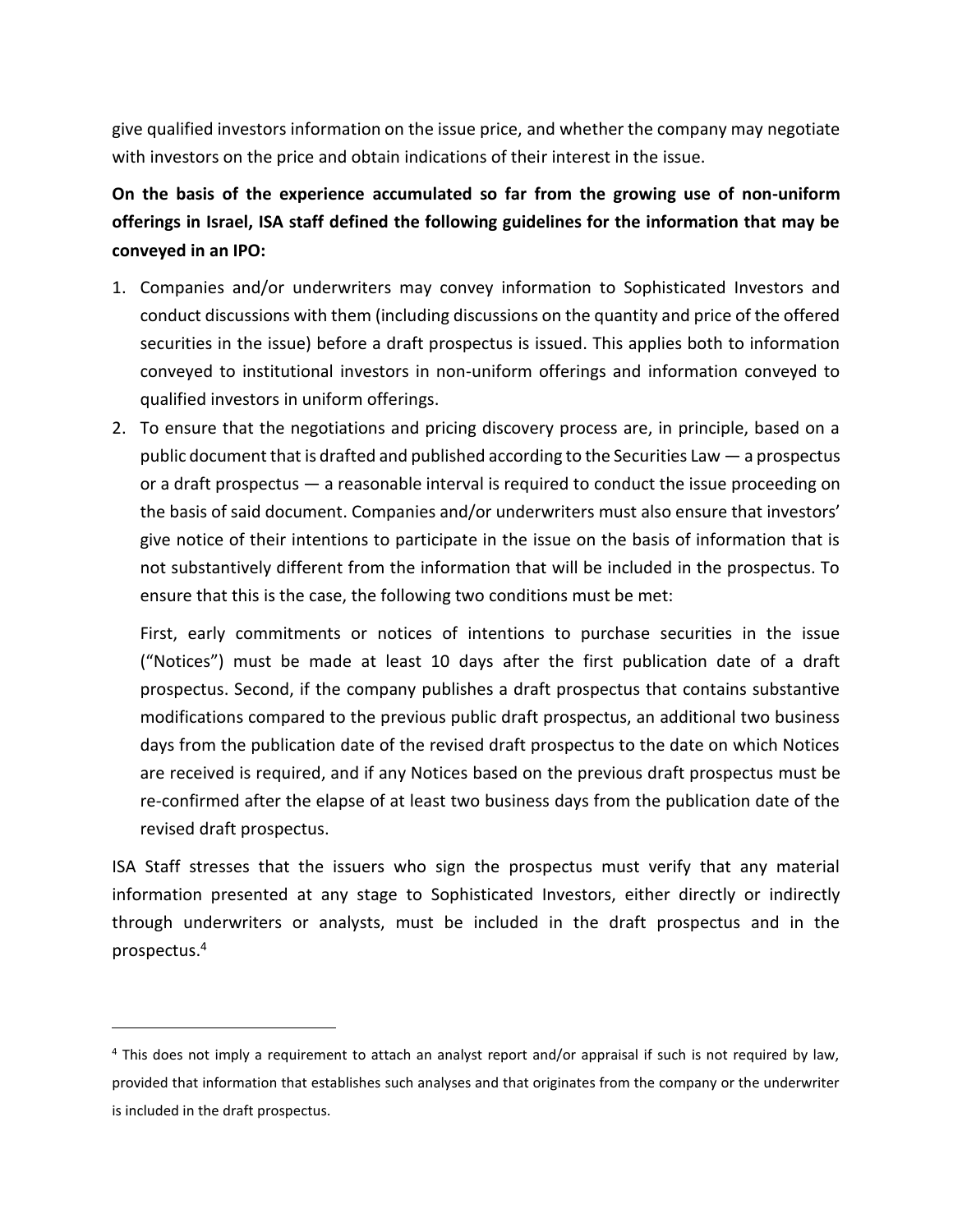give qualified investors information on the issue price, and whether the company may negotiate with investors on the price and obtain indications of their interest in the issue.

**On the basis of the experience accumulated so far from the growing use of non-uniform offerings in Israel, ISA staff defined the following guidelines for the information that may be conveyed in an IPO:**

1. Companies and/or underwriters may convey information to Sophisticated Investors and conduct discussions with them (including discussions on the quantity and price of the offered securities in the issue) before a draft prospectus is issued. This applies both to information conveyed to institutional investors in non-uniform offerings and information conveyed to qualified investors in uniform offerings.
2. To ensure that the negotiations and pricing discovery process are, in principle, based on a public document that is drafted and published according to the Securities Law — a prospectus or a draft prospectus — a reasonable interval is required to conduct the issue proceeding on the basis of said document. Companies and/or underwriters must also ensure that investors' give notice of their intentions to participate in the issue on the basis of information that is not substantively different from the information that will be included in the prospectus. To ensure that this is the case, the following two conditions must be met:

   First, early commitments or notices of intentions to purchase securities in the issue ("Notices") must be made at least 10 days after the first publication date of a draft prospectus. Second, if the company publishes a draft prospectus that contains substantive modifications compared to the previous public draft prospectus, an additional two business days from the publication date of the revised draft prospectus to the date on which Notices are received is required, and if any Notices based on the previous draft prospectus must be re-confirmed after the elapse of at least two business days from the publication date of the revised draft prospectus.

ISA Staff stresses that the issuers who sign the prospectus must verify that any material information presented at any stage to Sophisticated Investors, either directly or indirectly through underwriters or analysts, must be included in the draft prospectus and in the prospectus.[4]

---

[4] This does not imply a requirement to attach an analyst report and/or appraisal if such is not required by law, provided that information that establishes such analyses and that originates from the company or the underwriter is included in the draft prospectus.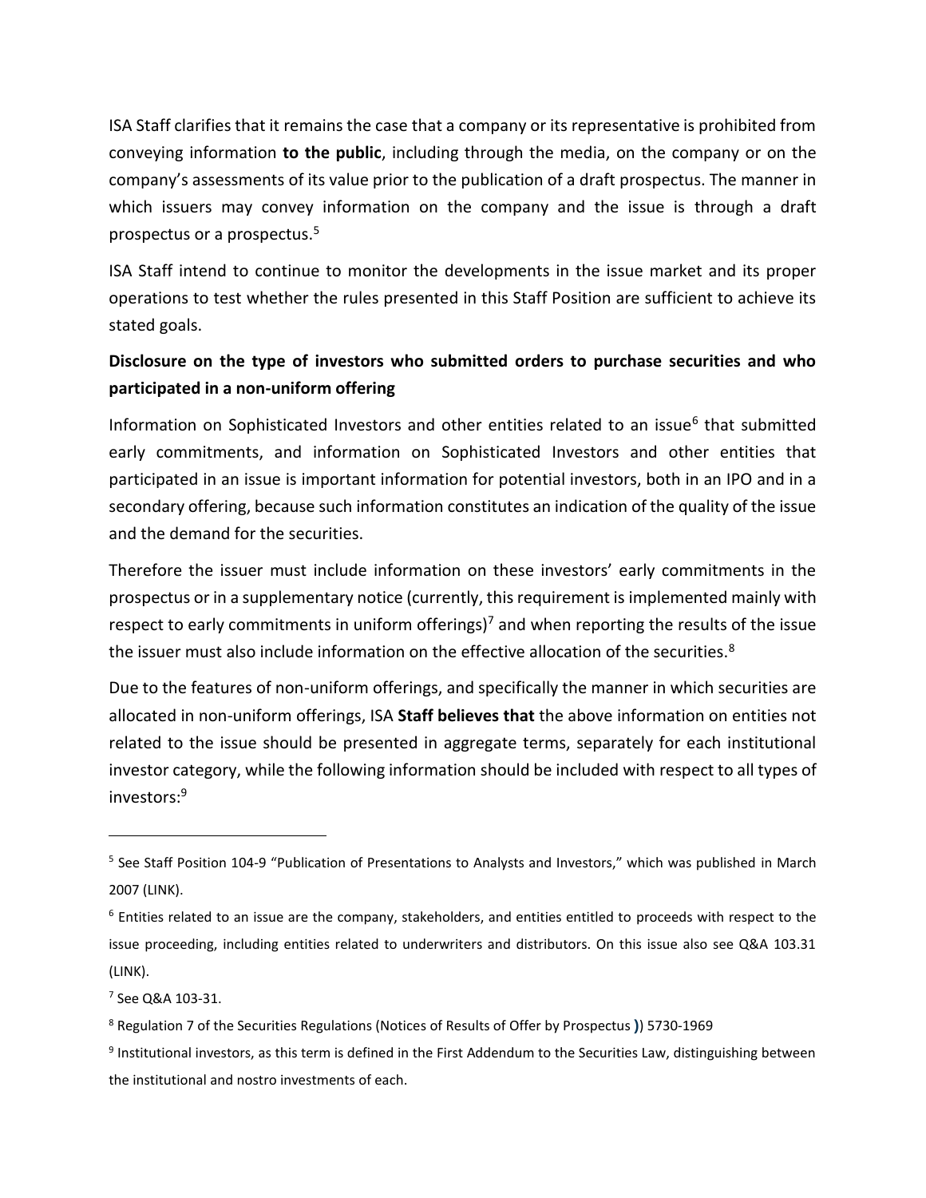ISA Staff clarifies that it remains the case that a company or its representative is prohibited from conveying information **to the public**, including through the media, on the company or on the company's assessments of its value prior to the publication of a draft prospectus. The manner in which issuers may convey information on the company and the issue is through a draft prospectus or a prospectus.[5]

ISA Staff intend to continue to monitor the developments in the issue market and its proper operations to test whether the rules presented in this Staff Position are sufficient to achieve its stated goals.

**Disclosure on the type of investors who submitted orders to purchase securities and who participated in a non-uniform offering**

Information on Sophisticated Investors and other entities related to an issue[6] that submitted early commitments, and information on Sophisticated Investors and other entities that participated in an issue is important information for potential investors, both in an IPO and in a secondary offering, because such information constitutes an indication of the quality of the issue and the demand for the securities.

Therefore the issuer must include information on these investors' early commitments in the prospectus or in a supplementary notice (currently, this requirement is implemented mainly with respect to early commitments in uniform offerings)[7] and when reporting the results of the issue the issuer must also include information on the effective allocation of the securities.[8]

Due to the features of non-uniform offerings, and specifically the manner in which securities are allocated in non-uniform offerings, ISA **Staff believes that** the above information on entities not related to the issue should be presented in aggregate terms, separately for each institutional investor category, while the following information should be included with respect to all types of investors:[9]

---

[5] See Staff Position 104-9 "Publication of Presentations to Analysts and Investors," which was published in March 2007 (LINK).

[6] Entities related to an issue are the company, stakeholders, and entities entitled to proceeds with respect to the issue proceeding, including entities related to underwriters and distributors. On this issue also see Q&A 103.31 (LINK).

[7] See Q&A 103-31.

[8] Regulation 7 of the Securities Regulations (Notices of Results of Offer by Prospectus )) 5730-1969

[9] Institutional investors, as this term is defined in the First Addendum to the Securities Law, distinguishing between the institutional and nostro investments of each.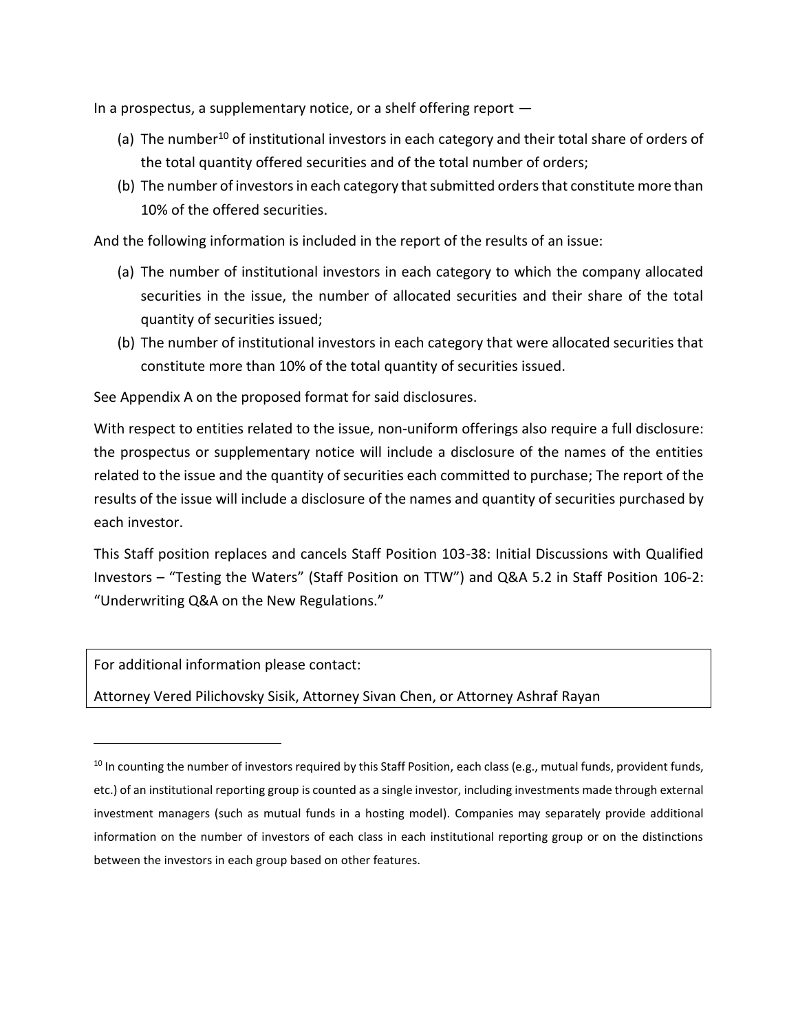In a prospectus, a supplementary notice, or a shelf offering report —

(a) The number[10] of institutional investors in each category and their total share of orders of the total quantity offered securities and of the total number of orders;

(b) The number of investors in each category that submitted orders that constitute more than 10% of the offered securities.

And the following information is included in the report of the results of an issue:

(a) The number of institutional investors in each category to which the company allocated securities in the issue, the number of allocated securities and their share of the total quantity of securities issued;

(b) The number of institutional investors in each category that were allocated securities that constitute more than 10% of the total quantity of securities issued.

See Appendix A on the proposed format for said disclosures.

With respect to entities related to the issue, non-uniform offerings also require a full disclosure: the prospectus or supplementary notice will include a disclosure of the names of the entities related to the issue and the quantity of securities each committed to purchase; The report of the results of the issue will include a disclosure of the names and quantity of securities purchased by each investor.

This Staff position replaces and cancels Staff Position 103-38: Initial Discussions with Qualified Investors – "Testing the Waters" (Staff Position on TTW") and Q&A 5.2 in Staff Position 106-2: "Underwriting Q&A on the New Regulations."

| For additional information please contact: |
| --- |
| Attorney Vered Pilichovsky Sisik, Attorney Sivan Chen, or Attorney Ashraf Rayan |

---

[10] In counting the number of investors required by this Staff Position, each class (e.g., mutual funds, provident funds, etc.) of an institutional reporting group is counted as a single investor, including investments made through external investment managers (such as mutual funds in a hosting model). Companies may separately provide additional information on the number of investors of each class in each institutional reporting group or on the distinctions between the investors in each group based on other features.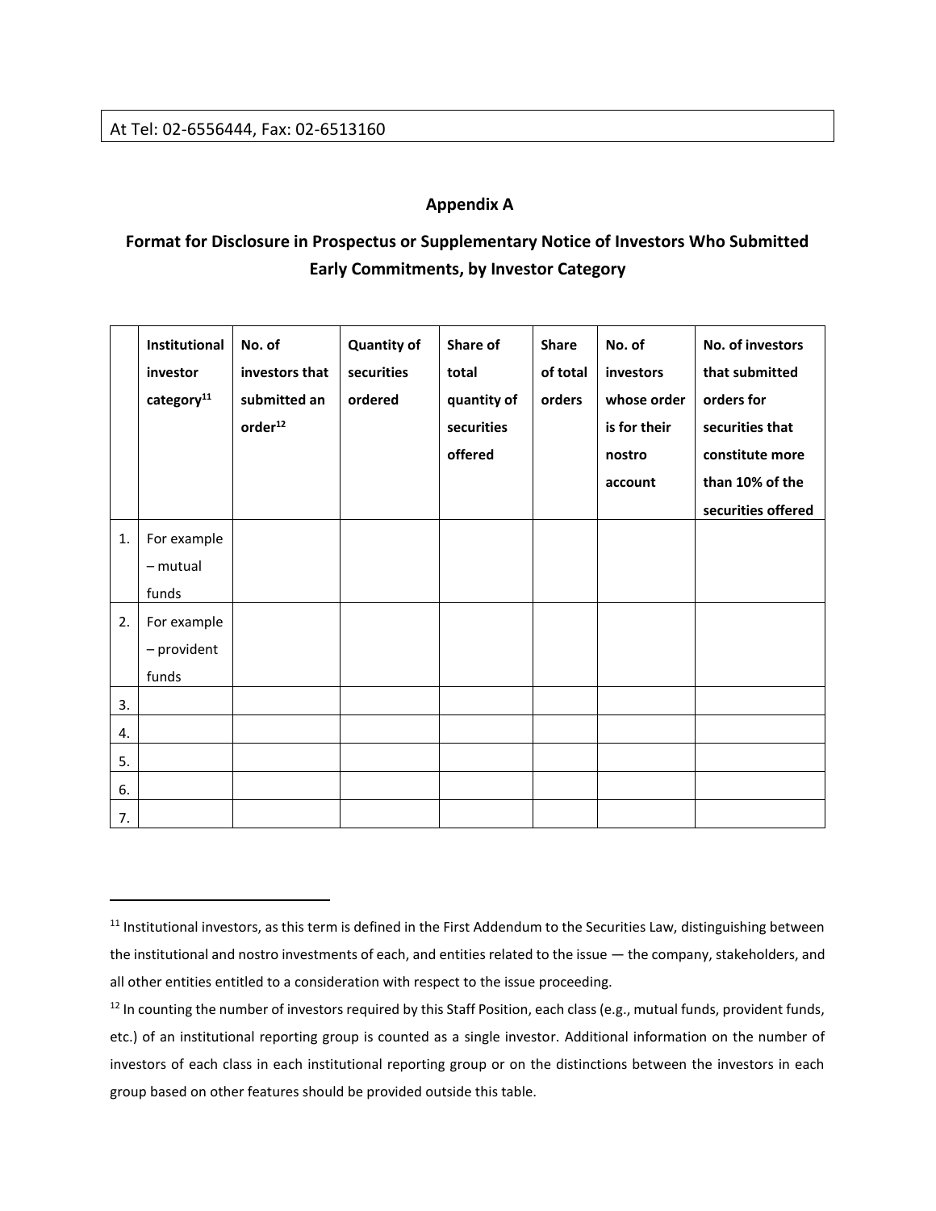At Tel: 02-6556444, Fax: 02-6513160

## Appendix A

### Format for Disclosure in Prospectus or Supplementary Notice of Investors Who Submitted Early Commitments, by Investor Category

| | Institutional investor category[11] | No. of investors that submitted an order[12] | Quantity of securities ordered | Share of total quantity of securities offered | Share of total orders | No. of investors whose order is for their nostro account | No. of investors that submitted orders for securities that constitute more than 10% of the securities offered |
|---|---|---|---|---|---|---|---|
| 1. | For example – mutual funds | | | | | | |
| 2. | For example – provident funds | | | | | | |
| 3. | | | | | | | |
| 4. | | | | | | | |
| 5. | | | | | | | |
| 6. | | | | | | | |
| 7. | | | | | | | |

---

[11] Institutional investors, as this term is defined in the First Addendum to the Securities Law, distinguishing between the institutional and nostro investments of each, and entities related to the issue — the company, stakeholders, and all other entities entitled to a consideration with respect to the issue proceeding.

[12] In counting the number of investors required by this Staff Position, each class (e.g., mutual funds, provident funds, etc.) of an institutional reporting group is counted as a single investor. Additional information on the number of investors of each class in each institutional reporting group or on the distinctions between the investors in each group based on other features should be provided outside this table.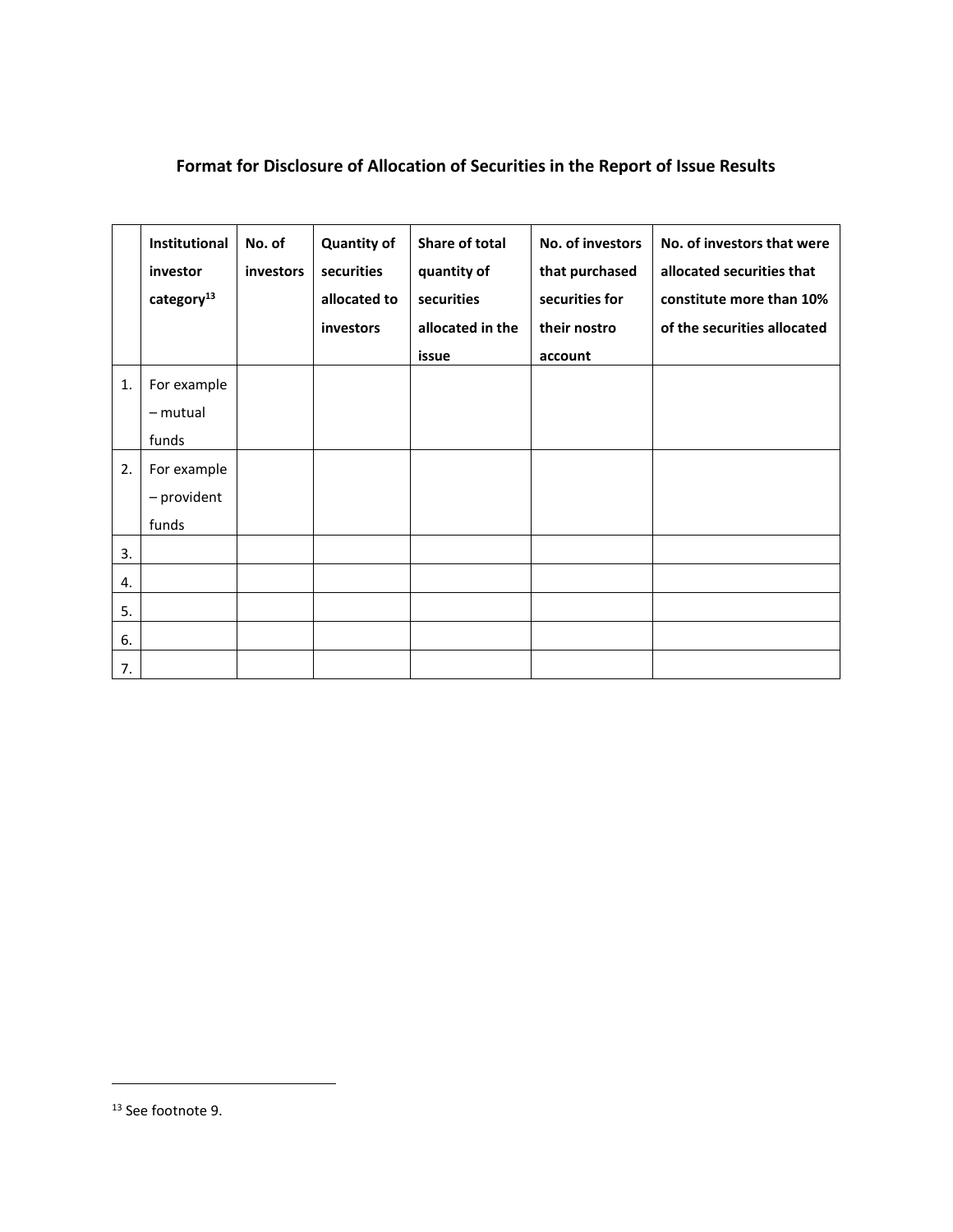## Format for Disclosure of Allocation of Securities in the Report of Issue Results

| | Institutional investor category[13] | No. of investors | Quantity of securities allocated to investors | Share of total quantity of securities allocated in the issue | No. of investors that purchased securities for their nostro account | No. of investors that were allocated securities that constitute more than 10% of the securities allocated |
|---|---|---|---|---|---|---|
| 1. | For example – mutual funds | | | | | |
| 2. | For example – provident funds | | | | | |
| 3. | | | | | | |
| 4. | | | | | | |
| 5. | | | | | | |
| 6. | | | | | | |
| 7. | | | | | | |

[13] See footnote 9.